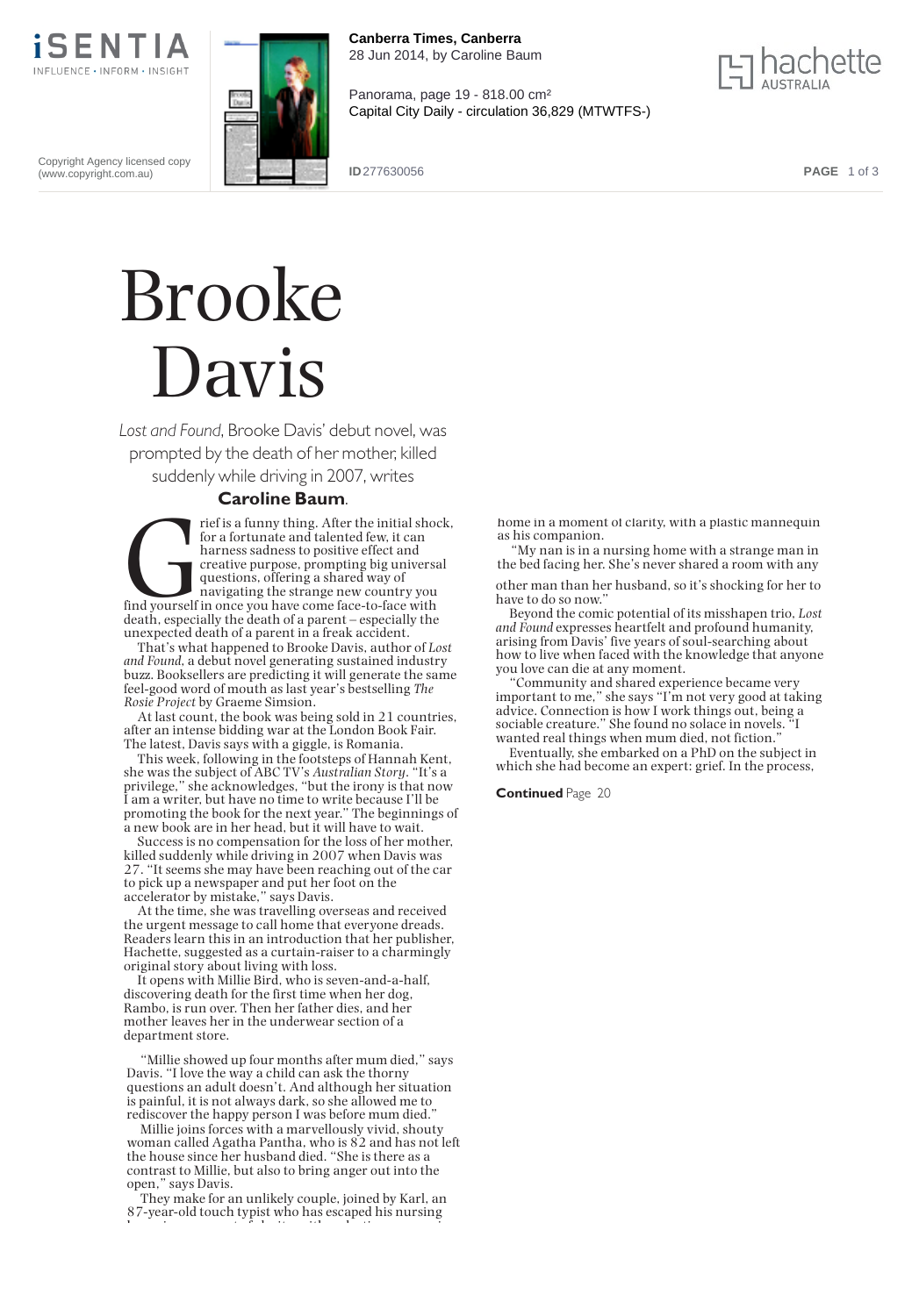# Brooke Davis

*Lost and Found*, Brooke Davis' debut novel, was prompted by the death of her mother, killed suddenly while driving in 2007, writes **Caroline Baum**.

Grief is a funny thing. After the initial shock, for a fortunate and talented few, it can harness sadness to positive effect and creative purpose, prompting big universal questions, offering a shared way of navigating the strange new country you find yourself in once you have come face-to-face with death, especially the death of a parent – especially the unexpected death of a parent in a freak accident.

That's what happened to Brooke Davis, author of *Lost and Found*, a debut novel generating sustained industry buzz. Booksellers are predicting it will generate the same feel-good word of mouth as last year's bestselling *The Rosie Project* by Graeme Simsion.

At last count, the book was being sold in 21 countries, after an intense bidding war at the London Book Fair. The latest, Davis says with a giggle, is Romania.

This week, following in the footsteps of Hannah Kent, she was the subject of ABC TV's *Australian Story*. "It's a privilege," she acknowledges, "but the irony is that now I am a writer, but have no time to write because I'll be promoting the book for the next year." The beginnings of a new book are in her head, but it will have to wait.

Success is no compensation for the loss of her mother, killed suddenly while driving in 2007 when Davis was 27. "It seems she may have been reaching out of the car to pick up a newspaper and put her foot on the accelerator by mistake," says Davis.

At the time, she was travelling overseas and received the urgent message to call home that everyone dreads. Readers learn this in an introduction that her publisher, Hachette, suggested as a curtain-raiser to a charmingly original story about living with loss.

It opens with Millie Bird, who is seven-and-a-half, discovering death for the first time when her dog, Rambo, is run over. Then her father dies, and her mother leaves her in the underwear section of a department store.

"Millie showed up four months after mum died," says Davis. "I love the way a child can ask the thorny questions an adult doesn't. And although her situation is painful, it is not always dark, so she allowed me to rediscover the happy person I was before mum died."

Millie joins forces with a marvellously vivid, shouty woman called Agatha Pantha, who is 82 and has not left the house since her husband died. "She is there as a contrast to Millie, but also to bring anger out into the open," says Davis.

They make for an unlikely couple, joined by Karl, an 87-year-old touch typist who has escaped his nursing home in a moment of clarity, with a plastic mannequin as his companion.

"My nan is in a nursing home with a strange man in the bed facing her. She's never shared a room with any other man than her husband, so it's shocking for her to have to do so now."

Beyond the comic potential of its misshapen trio, *Lost and Found* expresses heartfelt and profound humanity, arising from Davis' five years of soul-searching about how to live when faced with the knowledge that anyone you love can die at any moment.

"Community and shared experience became very important to me," she says "I'm not very good at taking advice. Connection is how I work things out, being a sociable creature." She found no solace in novels. "I wanted real things when mum died, not fiction."

Eventually, she embarked on a PhD on the subject in which she had become an expert: grief. In the process,

**Continued** Page 20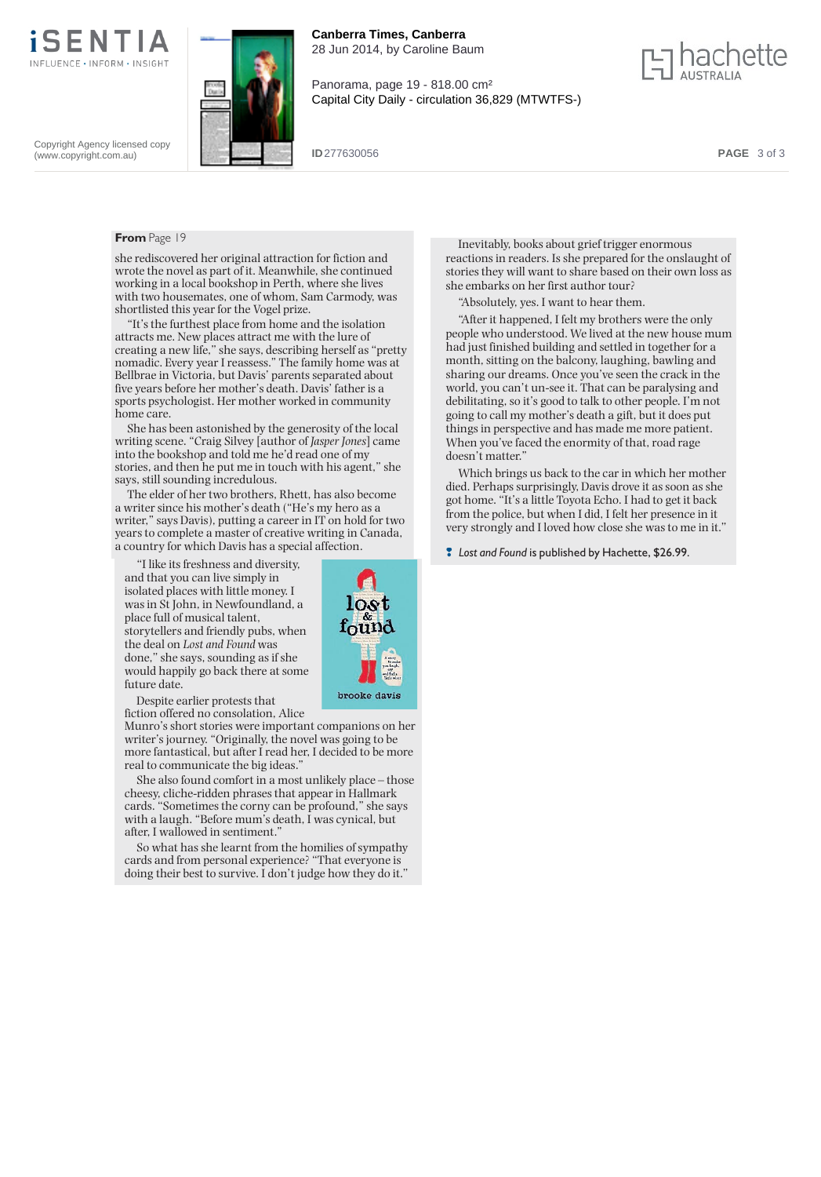**From** Page 19

she rediscovered her original attraction for fiction and wrote the novel as part of it. Meanwhile, she continued working in a local bookshop in Perth, where she lives with two housemates, one of whom, Sam Carmody, was shortlisted this year for the Vogel prize.

"It's the furthest place from home and the isolation attracts me. New places attract me with the lure of creating a new life," she says, describing herself as "pretty nomadic. Every year I reassess." The family home was at Bellbrae in Victoria, but Davis' parents separated about five years before her mother's death. Davis' father is a sports psychologist. Her mother worked in community home care.

She has been astonished by the generosity of the local writing scene. "Craig Silvey [author of *Jasper Jones*] came into the bookshop and told me he'd read one of my stories, and then he put me in touch with his agent," she says, still sounding incredulous.

The elder of her two brothers, Rhett, has also become a writer since his mother's death ("He's my hero as a writer," says Davis), putting a career in IT on hold for two years to complete a master of creative writing in Canada, a country for which Davis has a special affection.

"I like its freshness and diversity, and that you can live simply in isolated places with little money. I was in St John, in Newfoundland, a place full of musical talent, storytellers and friendly pubs, when the deal on *Lost and Found* was done," she says, sounding as if she would happily go back there at some future date.

Despite earlier protests that fiction offered no consolation, Alice Munro's short stories were important companions on her writer's journey. "Originally, the novel was going to be more fantastical, but after I read her, I decided to be more real to communicate the big ideas."

She also found comfort in a most unlikely place – those cheesy, cliche-ridden phrases that appear in Hallmark cards. "Sometimes the corny can be profound," she says with a laugh. "Before mum's death, I was cynical, but after, I wallowed in sentiment."

So what has she learnt from the homilies of sympathy cards and from personal experience? "That everyone is doing their best to survive. I don't judge how they do it."

Inevitably, books about grief trigger enormous reactions in readers. Is she prepared for the onslaught of stories they will want to share based on their own loss as she embarks on her first author tour?

"Absolutely, yes. I want to hear them.

"After it happened, I felt my brothers were the only people who understood. We lived at the new house mum had just finished building and settled in together for a month, sitting on the balcony, laughing, bawling and sharing our dreams. Once you've seen the crack in the world, you can't un-see it. That can be paralysing and debilitating, so it's good to talk to other people. I'm not going to call my mother's death a gift, but it does put things in perspective and has made me more patient. When you've faced the enormity of that, road rage doesn't matter."

Which brings us back to the car in which her mother died. Perhaps surprisingly, Davis drove it as soon as she got home. "It's a little Toyota Echo. I had to get it back from the police, but when I did, I felt her presence in it very strongly and I loved how close she was to me in it."

*Lost and Found* is published by Hachette, $26.99.